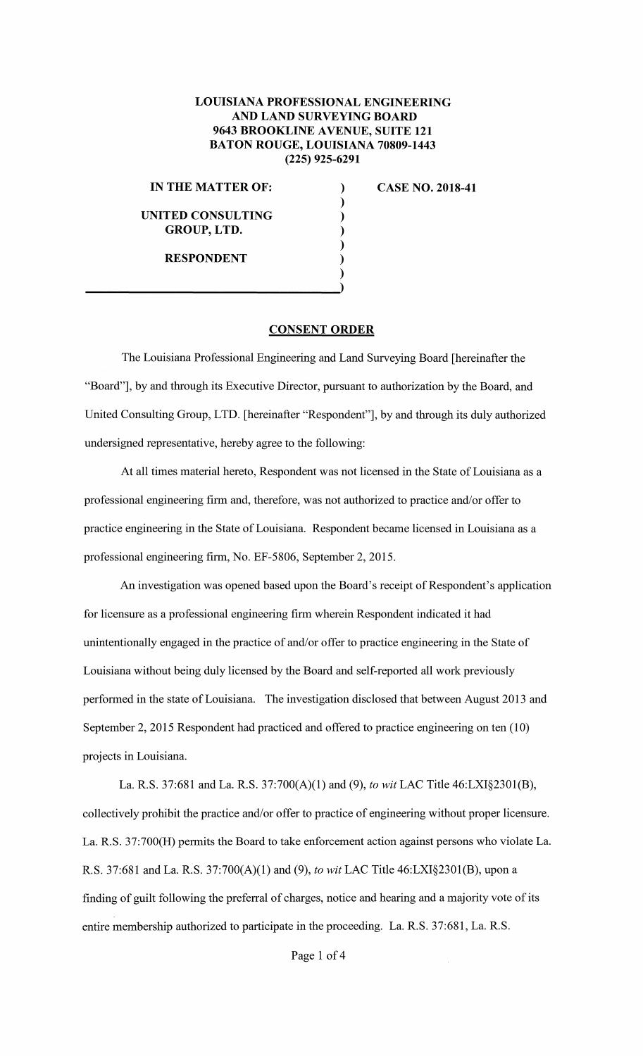**LOUISIANA PROFESSIONAL ENGINEERING AND LAND SURVEYING BOARD**
**9643 BROOKLINE AVENUE, SUITE 121**
**BATON ROUGE, LOUISIANA 70809-1443**
**(225) 925-6291**

| | | |
|---|---|---|
| **IN THE MATTER OF:** | ) | **CASE NO. 2018-41** |
| | ) | |
| **UNITED CONSULTING GROUP, LTD.** | ) | |
| | ) | |
| **RESPONDENT** | ) | |

## CONSENT ORDER

The Louisiana Professional Engineering and Land Surveying Board [hereinafter the "Board"], by and through its Executive Director, pursuant to authorization by the Board, and United Consulting Group, LTD. [hereinafter "Respondent"], by and through its duly authorized undersigned representative, hereby agree to the following:

At all times material hereto, Respondent was not licensed in the State of Louisiana as a professional engineering firm and, therefore, was not authorized to practice and/or offer to practice engineering in the State of Louisiana. Respondent became licensed in Louisiana as a professional engineering firm, No. EF-5806, September 2, 2015.

An investigation was opened based upon the Board's receipt of Respondent's application for licensure as a professional engineering firm wherein Respondent indicated it had unintentionally engaged in the practice of and/or offer to practice engineering in the State of Louisiana without being duly licensed by the Board and self-reported all work previously performed in the state of Louisiana. The investigation disclosed that between August 2013 and September 2, 2015 Respondent had practiced and offered to practice engineering on ten (10) projects in Louisiana.

La. R.S. 37:681 and La. R.S. 37:700(A)(1) and (9), *to wit* LAC Title 46:LXI§2301(B), collectively prohibit the practice and/or offer to practice of engineering without proper licensure. La. R.S. 37:700(H) permits the Board to take enforcement action against persons who violate La. R.S. 37:681 and La. R.S. 37:700(A)(1) and (9), *to wit* LAC Title 46:LXI§2301(B), upon a finding of guilt following the preferral of charges, notice and hearing and a majority vote of its entire membership authorized to participate in the proceeding. La. R.S. 37:681, La. R.S.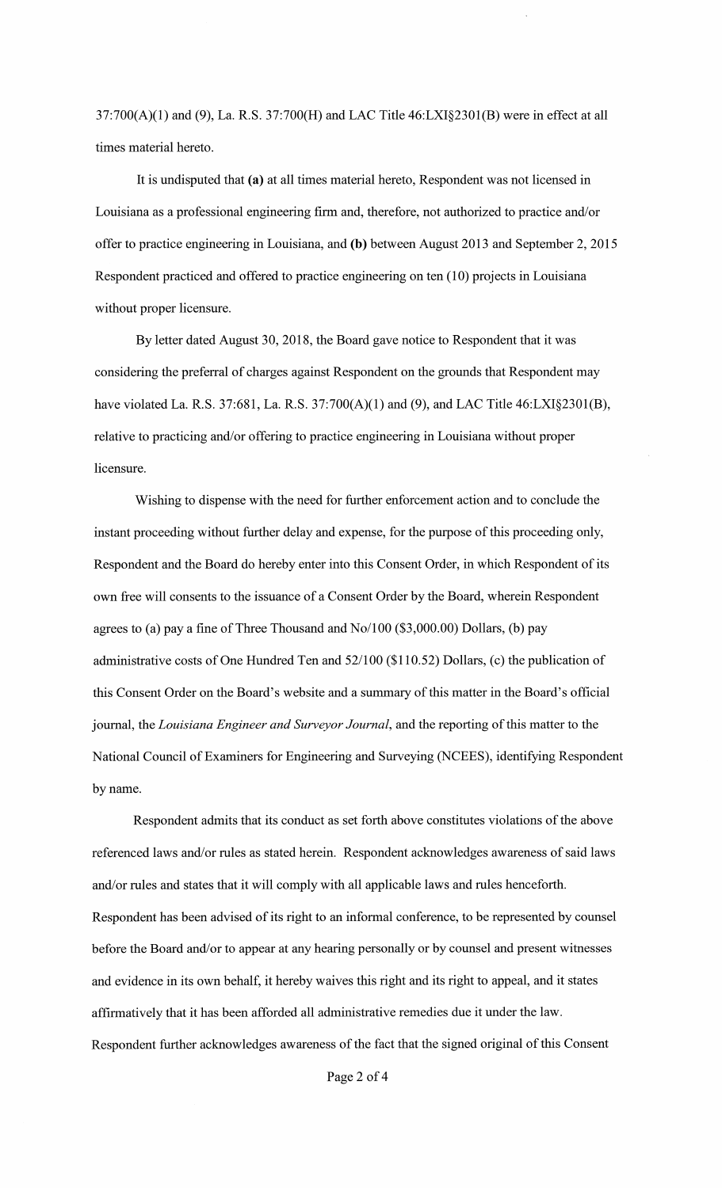37:700(A)(1) and (9), La. R.S. 37:700(H) and LAC Title 46:LXI§2301(B) were in effect at all times material hereto.

It is undisputed that **(a)** at all times material hereto, Respondent was not licensed in Louisiana as a professional engineering firm and, therefore, not authorized to practice and/or offer to practice engineering in Louisiana, and **(b)** between August 2013 and September 2, 2015 Respondent practiced and offered to practice engineering on ten (10) projects in Louisiana without proper licensure.

By letter dated August 30, 2018, the Board gave notice to Respondent that it was considering the preferral of charges against Respondent on the grounds that Respondent may have violated La. R.S. 37:681, La. R.S. 37:700(A)(1) and (9), and LAC Title 46:LXI§2301(B), relative to practicing and/or offering to practice engineering in Louisiana without proper licensure.

Wishing to dispense with the need for further enforcement action and to conclude the instant proceeding without further delay and expense, for the purpose of this proceeding only, Respondent and the Board do hereby enter into this Consent Order, in which Respondent of its own free will consents to the issuance of a Consent Order by the Board, wherein Respondent agrees to (a) pay a fine of Three Thousand and No/100 ($3,000.00) Dollars, (b) pay administrative costs of One Hundred Ten and 52/100 ($110.52) Dollars, (c) the publication of this Consent Order on the Board's website and a summary of this matter in the Board's official journal, the *Louisiana Engineer and Surveyor Journal*, and the reporting of this matter to the National Council of Examiners for Engineering and Surveying (NCEES), identifying Respondent by name.

Respondent admits that its conduct as set forth above constitutes violations of the above referenced laws and/or rules as stated herein. Respondent acknowledges awareness of said laws and/or rules and states that it will comply with all applicable laws and rules henceforth. Respondent has been advised of its right to an informal conference, to be represented by counsel before the Board and/or to appear at any hearing personally or by counsel and present witnesses and evidence in its own behalf, it hereby waives this right and its right to appeal, and it states affirmatively that it has been afforded all administrative remedies due it under the law. Respondent further acknowledges awareness of the fact that the signed original of this Consent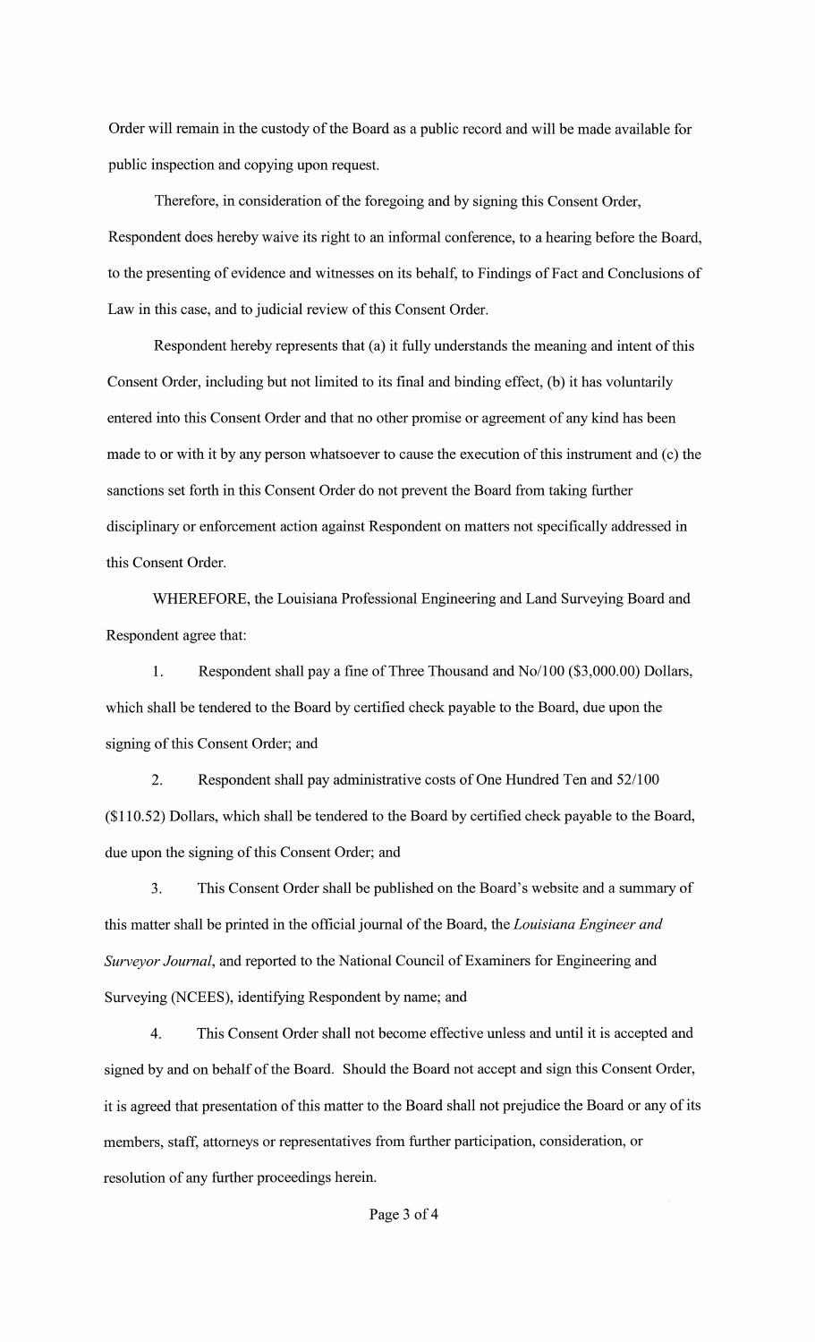Order will remain in the custody of the Board as a public record and will be made available for public inspection and copying upon request.

Therefore, in consideration of the foregoing and by signing this Consent Order, Respondent does hereby waive its right to an informal conference, to a hearing before the Board, to the presenting of evidence and witnesses on its behalf, to Findings of Fact and Conclusions of Law in this case, and to judicial review of this Consent Order.

Respondent hereby represents that (a) it fully understands the meaning and intent of this Consent Order, including but not limited to its final and binding effect, (b) it has voluntarily entered into this Consent Order and that no other promise or agreement of any kind has been made to or with it by any person whatsoever to cause the execution of this instrument and (c) the sanctions set forth in this Consent Order do not prevent the Board from taking further disciplinary or enforcement action against Respondent on matters not specifically addressed in this Consent Order.

WHEREFORE, the Louisiana Professional Engineering and Land Surveying Board and Respondent agree that:

1. Respondent shall pay a fine of Three Thousand and No/100 ($3,000.00) Dollars, which shall be tendered to the Board by certified check payable to the Board, due upon the signing of this Consent Order; and

2. Respondent shall pay administrative costs of One Hundred Ten and 52/100 ($110.52) Dollars, which shall be tendered to the Board by certified check payable to the Board, due upon the signing of this Consent Order; and

3. This Consent Order shall be published on the Board's website and a summary of this matter shall be printed in the official journal of the Board, the *Louisiana Engineer and Surveyor Journal*, and reported to the National Council of Examiners for Engineering and Surveying (NCEES), identifying Respondent by name; and

4. This Consent Order shall not become effective unless and until it is accepted and signed by and on behalf of the Board. Should the Board not accept and sign this Consent Order, it is agreed that presentation of this matter to the Board shall not prejudice the Board or any of its members, staff, attorneys or representatives from further participation, consideration, or resolution of any further proceedings herein.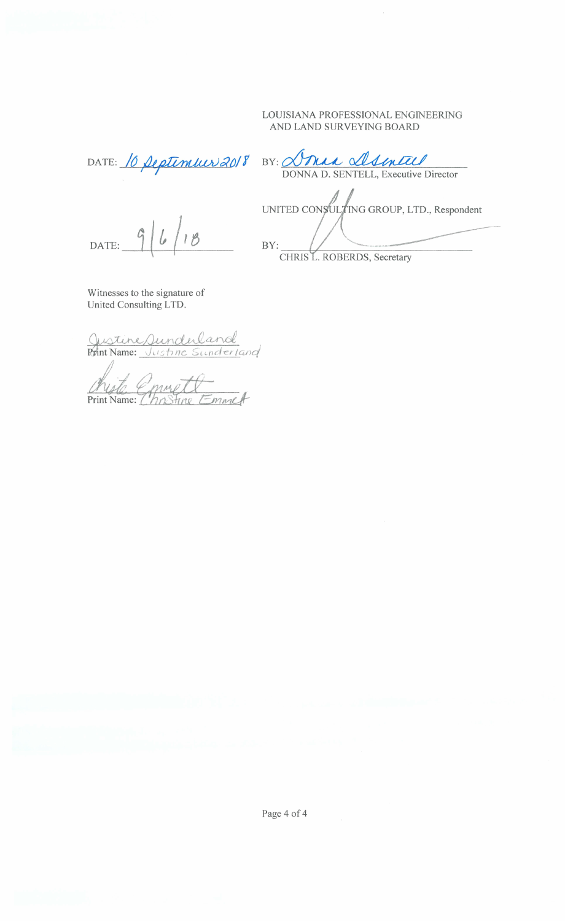LOUISIANA PROFESSIONAL ENGINEERING AND LAND SURVEYING BOARD

DATE: 10 September 2018

BY: Donna D. Sentell
DONNA D. SENTELL, Executive Director

UNITED CONSULTING GROUP, LTD., Respondent

DATE: 9/6/18

BY: ______________________
CHRIS L. ROBERDS, Secretary

Witnesses to the signature of United Consulting LTD.

Justine Sunderland
Print Name: Justine Sunderland

Christe Emmett
Print Name: Christine Emmett